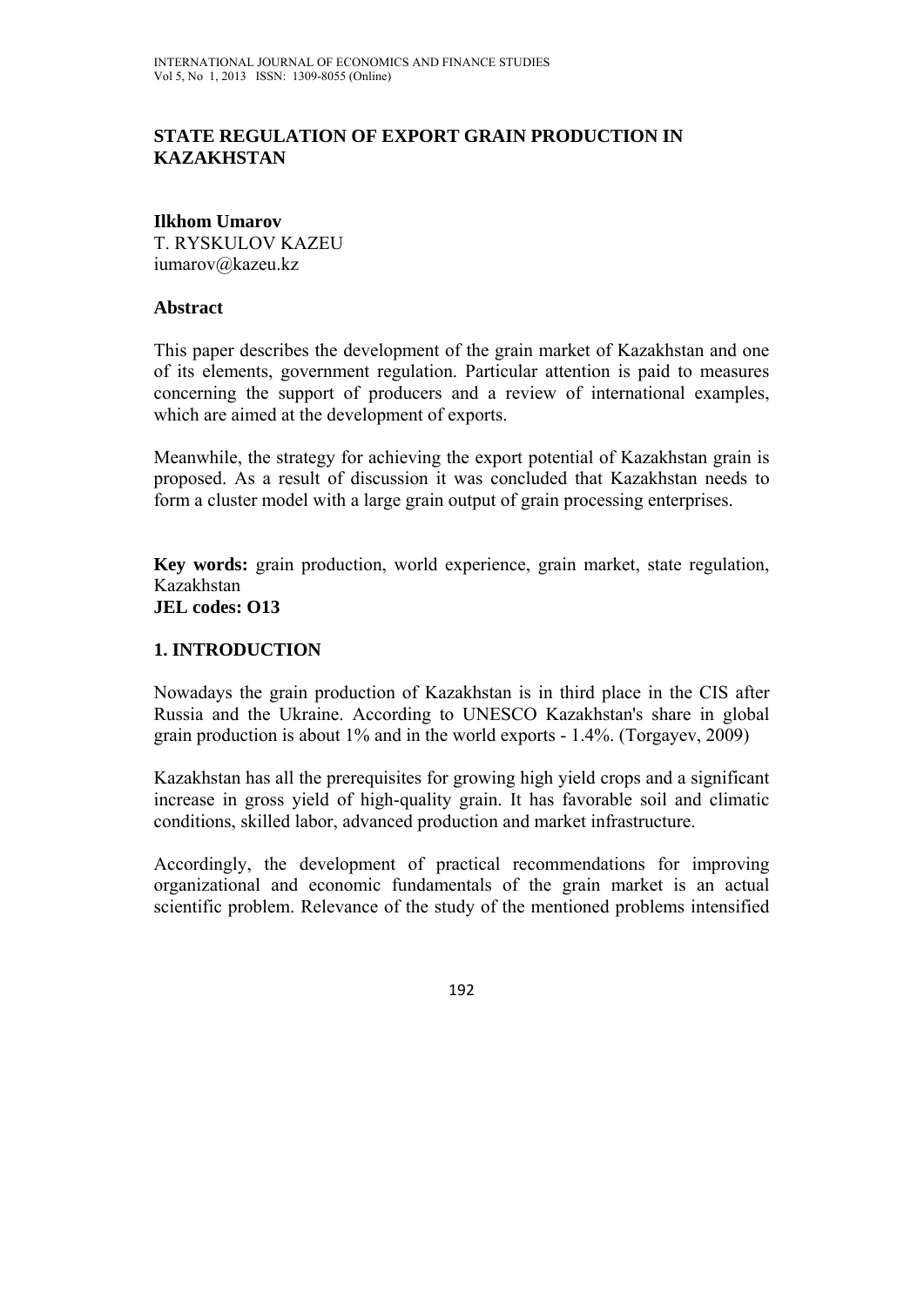# STATE REGULATION OF EXPORT GRAIN PRODUCTION IN KAZAKHSTAN

**Ilkhom Umarov**
T. RYSKULOV KAZEU
iumarov@kazeu.kz

## Abstract

This paper describes the development of the grain market of Kazakhstan and one of its elements, government regulation. Particular attention is paid to measures concerning the support of producers and a review of international examples, which are aimed at the development of exports.

Meanwhile, the strategy for achieving the export potential of Kazakhstan grain is proposed. As a result of discussion it was concluded that Kazakhstan needs to form a cluster model with a large grain output of grain processing enterprises.

**Key words:** grain production, world experience, grain market, state regulation, Kazakhstan
**JEL codes: O13**

## 1. INTRODUCTION

Nowadays the grain production of Kazakhstan is in third place in the CIS after Russia and the Ukraine. According to UNESCO Kazakhstan's share in global grain production is about 1% and in the world exports - 1.4%. (Torgayev, 2009)

Kazakhstan has all the prerequisites for growing high yield crops and a significant increase in gross yield of high-quality grain. It has favorable soil and climatic conditions, skilled labor, advanced production and market infrastructure.

Accordingly, the development of practical recommendations for improving organizational and economic fundamentals of the grain market is an actual scientific problem. Relevance of the study of the mentioned problems intensified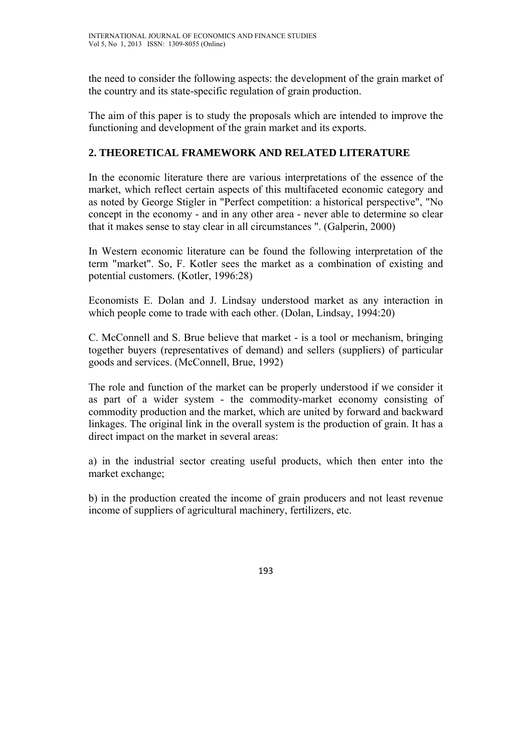the need to consider the following aspects: the development of the grain market of the country and its state-specific regulation of grain production.

The aim of this paper is to study the proposals which are intended to improve the functioning and development of the grain market and its exports.

## 2. THEORETICAL FRAMEWORK AND RELATED LITERATURE

In the economic literature there are various interpretations of the essence of the market, which reflect certain aspects of this multifaceted economic category and as noted by George Stigler in "Perfect competition: a historical perspective", "No concept in the economy - and in any other area - never able to determine so clear that it makes sense to stay clear in all circumstances ". (Galperin, 2000)

In Western economic literature can be found the following interpretation of the term "market". So, F. Kotler sees the market as a combination of existing and potential customers. (Kotler, 1996:28)

Economists E. Dolan and J. Lindsay understood market as any interaction in which people come to trade with each other. (Dolan, Lindsay, 1994:20)

C. McConnell and S. Brue believe that market - is a tool or mechanism, bringing together buyers (representatives of demand) and sellers (suppliers) of particular goods and services. (McConnell, Brue, 1992)

The role and function of the market can be properly understood if we consider it as part of a wider system - the commodity-market economy consisting of commodity production and the market, which are united by forward and backward linkages. The original link in the overall system is the production of grain. It has a direct impact on the market in several areas:

a) in the industrial sector creating useful products, which then enter into the market exchange;

b) in the production created the income of grain producers and not least revenue income of suppliers of agricultural machinery, fertilizers, etc.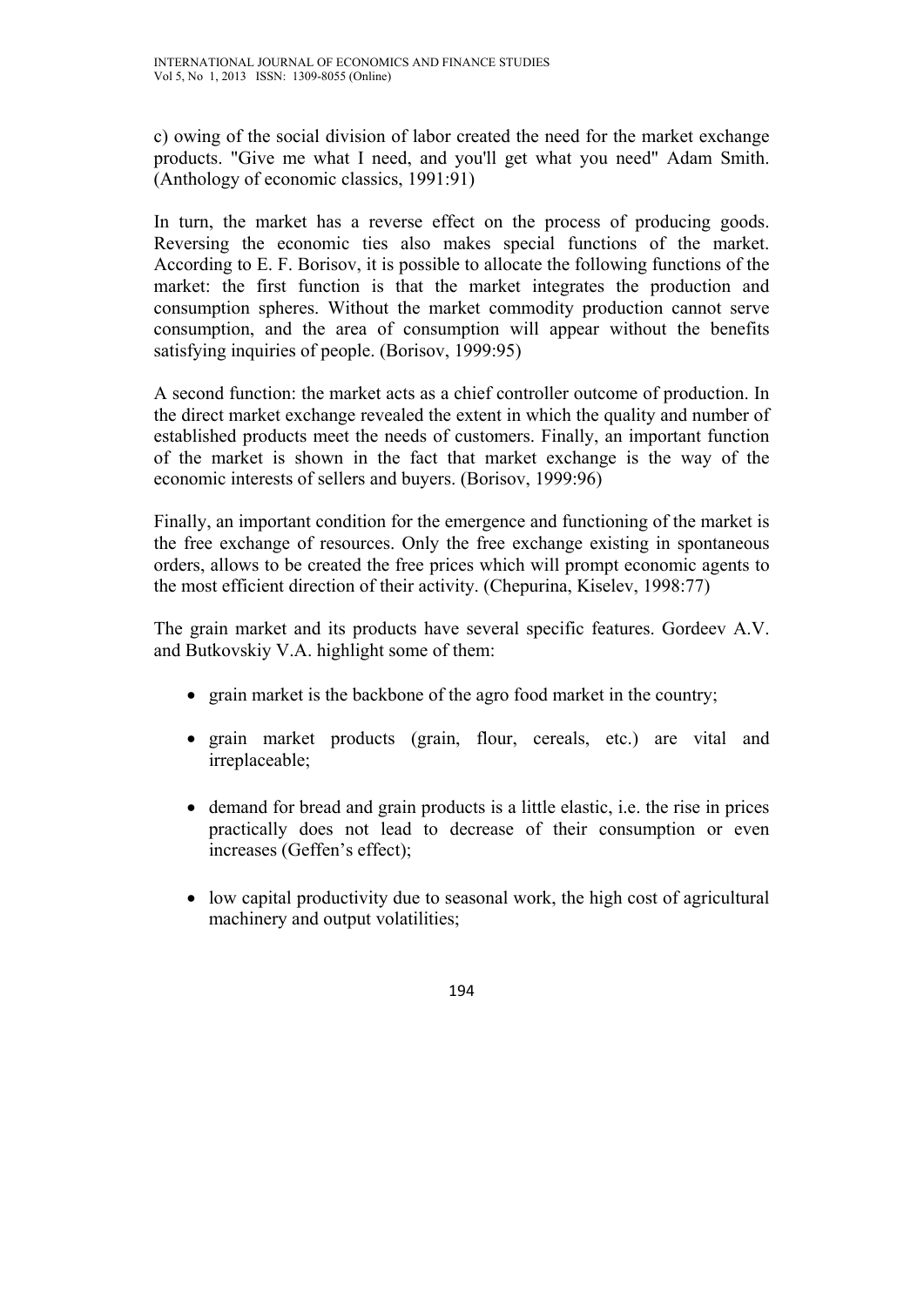c) owing of the social division of labor created the need for the market exchange products. "Give me what I need, and you'll get what you need" Adam Smith. (Anthology of economic classics, 1991:91)

In turn, the market has a reverse effect on the process of producing goods. Reversing the economic ties also makes special functions of the market. According to E. F. Borisov, it is possible to allocate the following functions of the market: the first function is that the market integrates the production and consumption spheres. Without the market commodity production cannot serve consumption, and the area of consumption will appear without the benefits satisfying inquiries of people. (Borisov, 1999:95)

A second function: the market acts as a chief controller outcome of production. In the direct market exchange revealed the extent in which the quality and number of established products meet the needs of customers. Finally, an important function of the market is shown in the fact that market exchange is the way of the economic interests of sellers and buyers. (Borisov, 1999:96)

Finally, an important condition for the emergence and functioning of the market is the free exchange of resources. Only the free exchange existing in spontaneous orders, allows to be created the free prices which will prompt economic agents to the most efficient direction of their activity. (Chepurina, Kiselev, 1998:77)

The grain market and its products have several specific features. Gordeev A.V. and Butkovskiy V.A. highlight some of them:

- grain market is the backbone of the agro food market in the country;
- grain market products (grain, flour, cereals, etc.) are vital and irreplaceable;
- demand for bread and grain products is a little elastic, i.e. the rise in prices practically does not lead to decrease of their consumption or even increases (Geffen's effect);
- low capital productivity due to seasonal work, the high cost of agricultural machinery and output volatilities;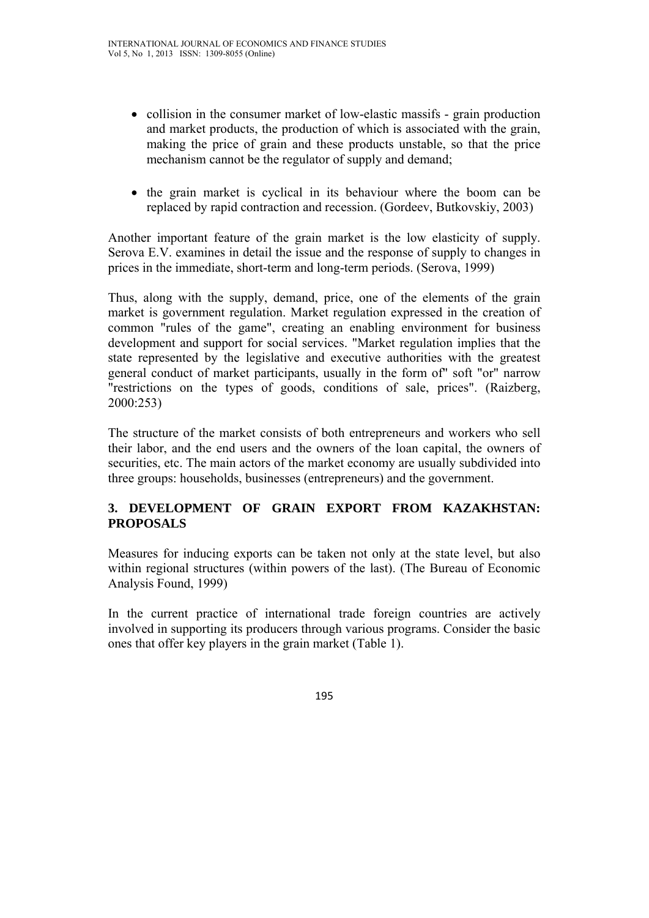- collision in the consumer market of low-elastic massifs - grain production and market products, the production of which is associated with the grain, making the price of grain and these products unstable, so that the price mechanism cannot be the regulator of supply and demand;
- the grain market is cyclical in its behaviour where the boom can be replaced by rapid contraction and recession. (Gordeev, Butkovskiy, 2003)

Another important feature of the grain market is the low elasticity of supply. Serova E.V. examines in detail the issue and the response of supply to changes in prices in the immediate, short-term and long-term periods. (Serova, 1999)

Thus, along with the supply, demand, price, one of the elements of the grain market is government regulation. Market regulation expressed in the creation of common "rules of the game", creating an enabling environment for business development and support for social services. "Market regulation implies that the state represented by the legislative and executive authorities with the greatest general conduct of market participants, usually in the form of" soft "or" narrow "restrictions on the types of goods, conditions of sale, prices". (Raizberg, 2000:253)

The structure of the market consists of both entrepreneurs and workers who sell their labor, and the end users and the owners of the loan capital, the owners of securities, etc. The main actors of the market economy are usually subdivided into three groups: households, businesses (entrepreneurs) and the government.

## 3. DEVELOPMENT OF GRAIN EXPORT FROM KAZAKHSTAN: PROPOSALS

Measures for inducing exports can be taken not only at the state level, but also within regional structures (within powers of the last). (The Bureau of Economic Analysis Found, 1999)

In the current practice of international trade foreign countries are actively involved in supporting its producers through various programs. Consider the basic ones that offer key players in the grain market (Table 1).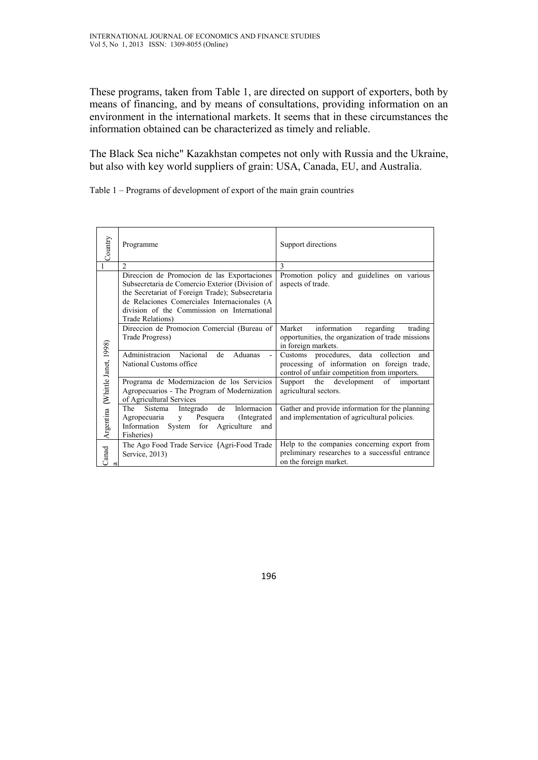These programs, taken from Table 1, are directed on support of exporters, both by means of financing, and by means of consultations, providing information on an environment in the international markets. It seems that in these circumstances the information obtained can be characterized as timely and reliable.

The Black Sea niche" Kazakhstan competes not only with Russia and the Ukraine, but also with key world suppliers of grain: USA, Canada, EU, and Australia.

Table 1 – Programs of development of export of the main grain countries

| Country | Programme | Support directions |
|---|---|---|
| 1 | 2 | 3 |
| Argentina (Whittle Janet, 1998) | Direccion de Promocion de las Exportaciones Subsecretaria de Comercio Exterior (Division of the Secretariat of Foreign Trade); Subsecretaria de Relaciones Comerciales Internacionales (A division of the Commission on International Trade Relations) | Promotion policy and guidelines on various aspects of trade. |
| | Direccion de Promocion Comercial (Bureau of Trade Progress) | Market information regarding trading opportunities, the organization of trade missions in foreign markets. |
| | Administracion Nacional de Aduanas - National Customs office | Customs procedures, data collection and processing of information on foreign trade, control of unfair competition from importers. |
| | Programa de Modernizacion de los Servicios Agropecuarios - The Program of Modernization of Agricultural Services | Support the development of important agricultural sectors. |
| | The Sistema Integrado de lnlormacion Agropecuaria y Pesquera (Integrated Information System for Agriculture and Fisheries) | Gather and provide information for the planning and implementation of agricultural policies. |
| Canada | The Ago Food Trade Service (Agri-Food Trade Service, 2013) | Help to the companies concerning export from preliminary researches to a successful entrance on the foreign market. |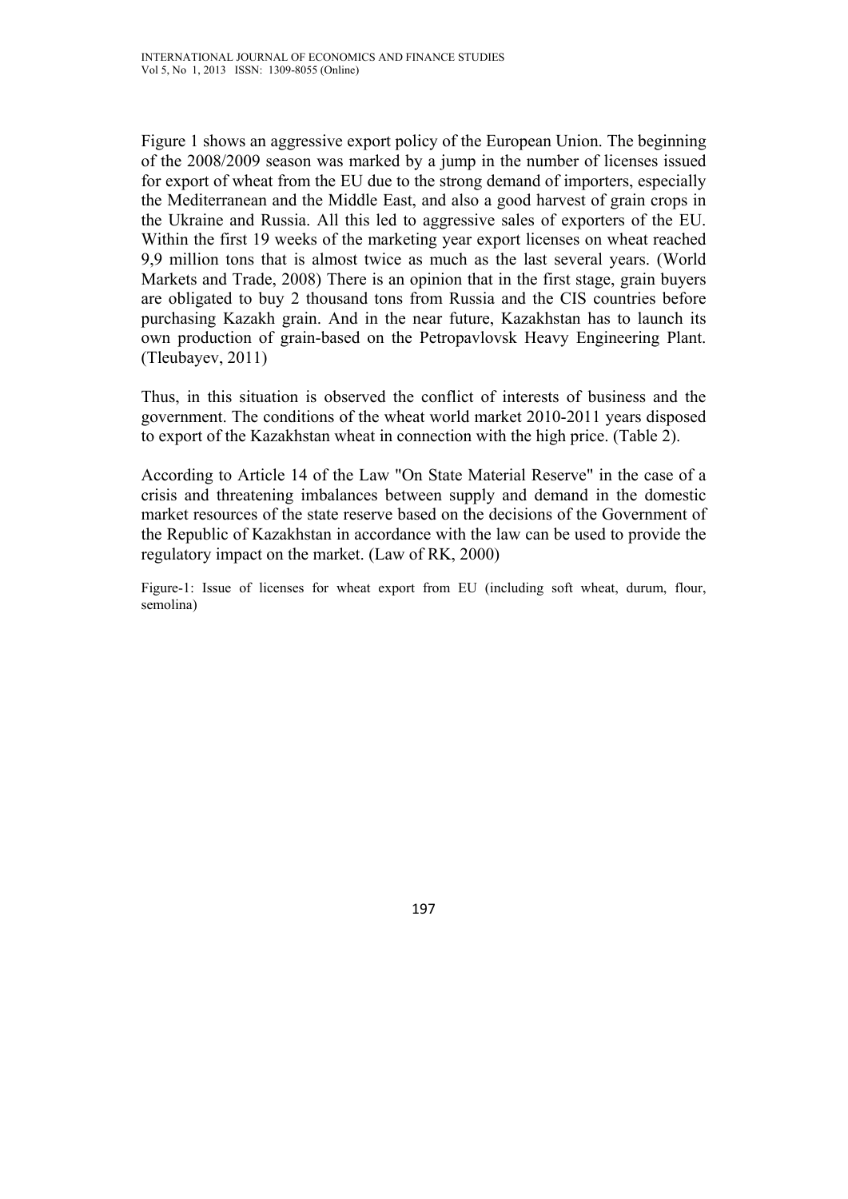Figure 1 shows an aggressive export policy of the European Union. The beginning of the 2008/2009 season was marked by a jump in the number of licenses issued for export of wheat from the EU due to the strong demand of importers, especially the Mediterranean and the Middle East, and also a good harvest of grain crops in the Ukraine and Russia. All this led to aggressive sales of exporters of the EU. Within the first 19 weeks of the marketing year export licenses on wheat reached 9,9 million tons that is almost twice as much as the last several years. (World Markets and Trade, 2008) There is an opinion that in the first stage, grain buyers are obligated to buy 2 thousand tons from Russia and the CIS countries before purchasing Kazakh grain. And in the near future, Kazakhstan has to launch its own production of grain-based on the Petropavlovsk Heavy Engineering Plant. (Tleubayev, 2011)

Thus, in this situation is observed the conflict of interests of business and the government. The conditions of the wheat world market 2010-2011 years disposed to export of the Kazakhstan wheat in connection with the high price. (Table 2).

According to Article 14 of the Law "On State Material Reserve" in the case of a crisis and threatening imbalances between supply and demand in the domestic market resources of the state reserve based on the decisions of the Government of the Republic of Kazakhstan in accordance with the law can be used to provide the regulatory impact on the market. (Law of RK, 2000)

Figure-1: Issue of licenses for wheat export from EU (including soft wheat, durum, flour, semolina)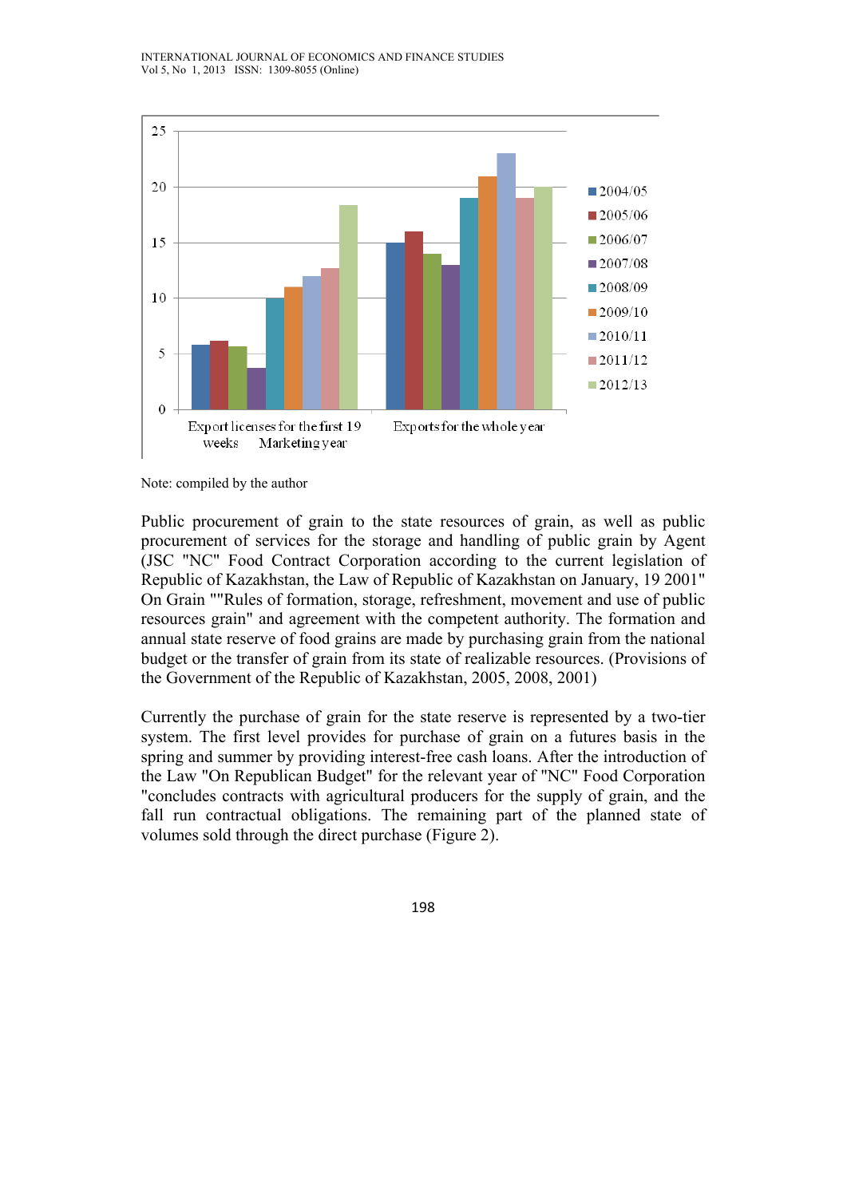25
20
15
10
5
0

Export licenses for the first 19 weeks Marketing year

Exports for the whole year

2004/05
2005/06
2006/07
2007/08
2008/09
2009/10
2010/11
2011/12
2012/13

Note: compiled by the author

Public procurement of grain to the state resources of grain, as well as public procurement of services for the storage and handling of public grain by Agent (JSC "NC" Food Contract Corporation according to the current legislation of Republic of Kazakhstan, the Law of Republic of Kazakhstan on January, 19 2001" On Grain ""Rules of formation, storage, refreshment, movement and use of public resources grain" and agreement with the competent authority. The formation and annual state reserve of food grains are made by purchasing grain from the national budget or the transfer of grain from its state of realizable resources. (Provisions of the Government of the Republic of Kazakhstan, 2005, 2008, 2001)

Currently the purchase of grain for the state reserve is represented by a two-tier system. The first level provides for purchase of grain on a futures basis in the spring and summer by providing interest-free cash loans. After the introduction of the Law "On Republican Budget" for the relevant year of "NC" Food Corporation "concludes contracts with agricultural producers for the supply of grain, and the fall run contractual obligations. The remaining part of the planned state of volumes sold through the direct purchase (Figure 2).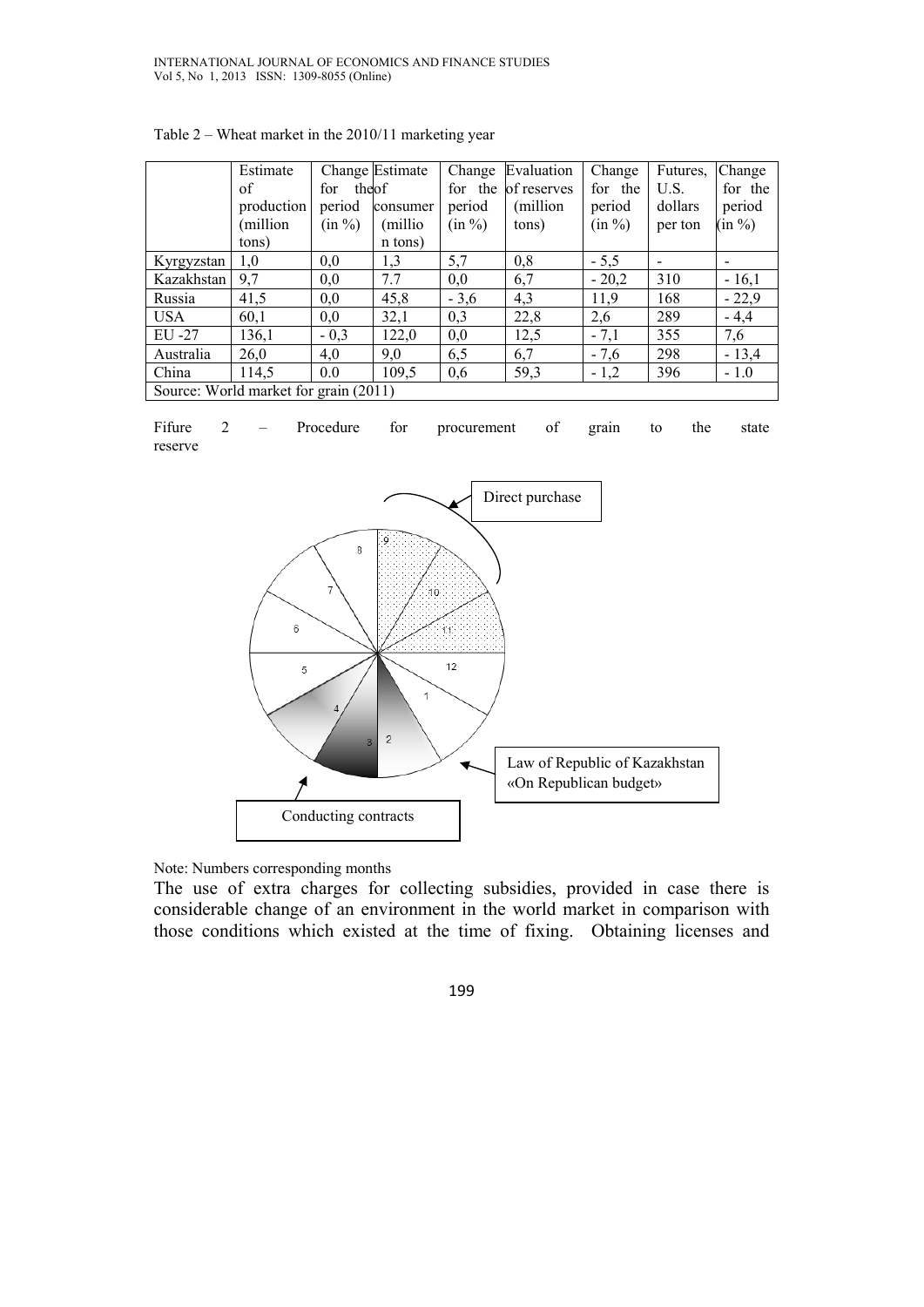Table 2 – Wheat market in the 2010/11 marketing year

| | Estimate of production (million tons) | Change for the period (in %) | Estimate of consumer (million tons) | Change for the period (in %) | Evaluation of reserves (million tons) | Change for the period (in %) | Futures, U.S. dollars per ton | Change for the period (in %) |
|---|---|---|---|---|---|---|---|---|
| Kyrgyzstan | 1,0 | 0,0 | 1,3 | 5,7 | 0,8 | - 5,5 | - | - |
| Kazakhstan | 9,7 | 0,0 | 7.7 | 0,0 | 6,7 | - 20,2 | 310 | - 16,1 |
| Russia | 41,5 | 0,0 | 45,8 | - 3,6 | 4,3 | 11,9 | 168 | - 22,9 |
| USA | 60,1 | 0,0 | 32,1 | 0,3 | 22,8 | 2,6 | 289 | - 4,4 |
| EU -27 | 136,1 | - 0,3 | 122,0 | 0,0 | 12,5 | - 7,1 | 355 | 7,6 |
| Australia | 26,0 | 4,0 | 9,0 | 6,5 | 6,7 | - 7,6 | 298 | - 13,4 |
| China | 114,5 | 0.0 | 109,5 | 0,6 | 59,3 | - 1,2 | 396 | - 1.0 |

Source: World market for grain (2011)

Fifure 2 – Procedure for procurement of grain to the state reserve

Direct purchase

9
10
11
12
1
2
3
4
5
6
7
8

Law of Republic of Kazakhstan «On Republican budget»

Conducting contracts

Note: Numbers corresponding months

The use of extra charges for collecting subsidies, provided in case there is considerable change of an environment in the world market in comparison with those conditions which existed at the time of fixing. Obtaining licenses and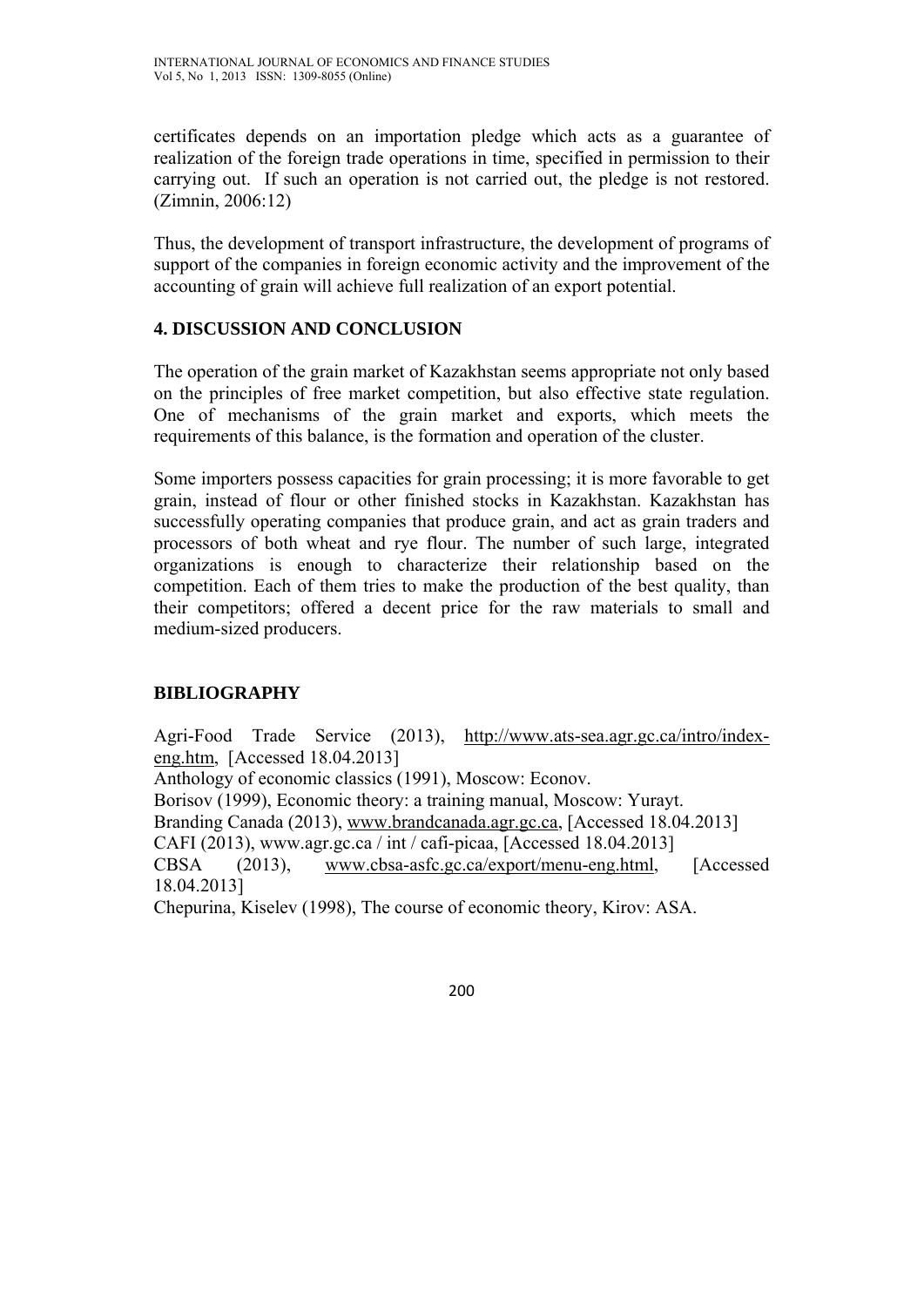certificates depends on an importation pledge which acts as a guarantee of realization of the foreign trade operations in time, specified in permission to their carrying out. If such an operation is not carried out, the pledge is not restored. (Zimnin, 2006:12)

Thus, the development of transport infrastructure, the development of programs of support of the companies in foreign economic activity and the improvement of the accounting of grain will achieve full realization of an export potential.

## 4. DISCUSSION AND CONCLUSION

The operation of the grain market of Kazakhstan seems appropriate not only based on the principles of free market competition, but also effective state regulation. One of mechanisms of the grain market and exports, which meets the requirements of this balance, is the formation and operation of the cluster.

Some importers possess capacities for grain processing; it is more favorable to get grain, instead of flour or other finished stocks in Kazakhstan. Kazakhstan has successfully operating companies that produce grain, and act as grain traders and processors of both wheat and rye flour. The number of such large, integrated organizations is enough to characterize their relationship based on the competition. Each of them tries to make the production of the best quality, than their competitors; offered a decent price for the raw materials to small and medium-sized producers.

## BIBLIOGRAPHY

Agri-Food Trade Service (2013), http://www.ats-sea.agr.gc.ca/intro/index-eng.htm, [Accessed 18.04.2013]

Anthology of economic classics (1991), Moscow: Econov.

Borisov (1999), Economic theory: a training manual, Moscow: Yurayt.

Branding Canada (2013), www.brandcanada.agr.gc.ca, [Accessed 18.04.2013]

CAFI (2013), www.agr.gc.ca / int / cafi-picaa, [Accessed 18.04.2013]

CBSA (2013), www.cbsa-asfc.gc.ca/export/menu-eng.html, [Accessed 18.04.2013]

Chepurina, Kiselev (1998), The course of economic theory, Kirov: ASA.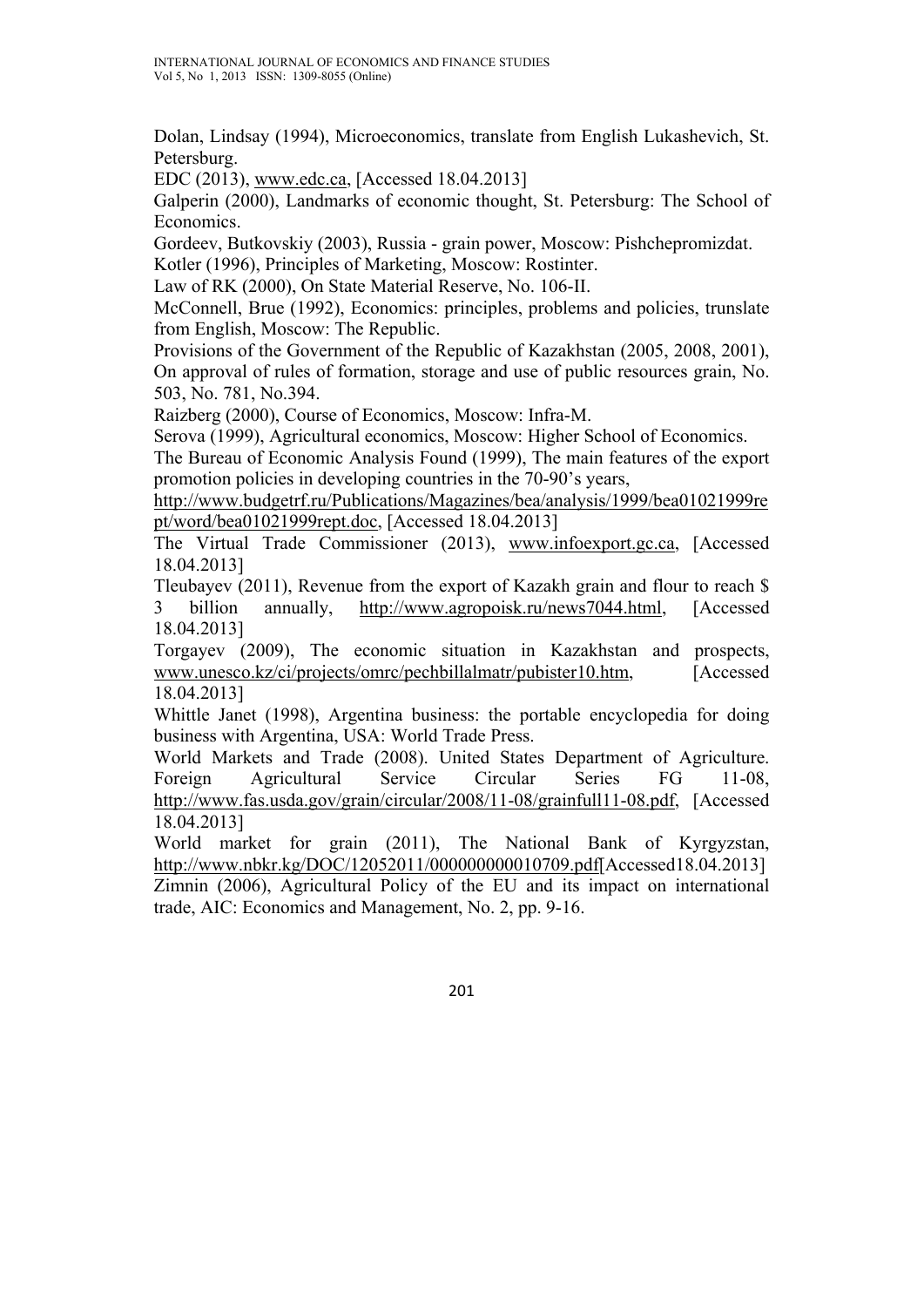Dolan, Lindsay (1994), Microeconomics, translate from English Lukashevich, St. Petersburg.

EDC (2013), www.edc.ca, [Accessed 18.04.2013]

Galperin (2000), Landmarks of economic thought, St. Petersburg: The School of Economics.

Gordeev, Butkovskiy (2003), Russia - grain power, Moscow: Pishchepromizdat.

Kotler (1996), Principles of Marketing, Moscow: Rostinter.

Law of RK (2000), On State Material Reserve, No. 106-II.

McConnell, Brue (1992), Economics: principles, problems and policies, trunslate from English, Moscow: The Republic.

Provisions of the Government of the Republic of Kazakhstan (2005, 2008, 2001), On approval of rules of formation, storage and use of public resources grain, No. 503, No. 781, No.394.

Raizberg (2000), Course of Economics, Moscow: Infra-M.

Serova (1999), Agricultural economics, Moscow: Higher School of Economics.

The Bureau of Economic Analysis Found (1999), The main features of the export promotion policies in developing countries in the 70-90's years, http://www.budgetrf.ru/Publications/Magazines/bea/analysis/1999/bea01021999rept/word/bea01021999rept.doc, [Accessed 18.04.2013]

The Virtual Trade Commissioner (2013), www.infoexport.gc.ca, [Accessed 18.04.2013]

Tleubayev (2011), Revenue from the export of Kazakh grain and flour to reach $ 3 billion annually, http://www.agropoisk.ru/news7044.html, [Accessed 18.04.2013]

Torgayev (2009), The economic situation in Kazakhstan and prospects, www.unesco.kz/ci/projects/omrc/pechbillalmatr/pubister10.htm, [Accessed 18.04.2013]

Whittle Janet (1998), Argentina business: the portable encyclopedia for doing business with Argentina, USA: World Trade Press.

World Markets and Trade (2008). United States Department of Agriculture. Foreign Agricultural Service Circular Series FG 11-08, http://www.fas.usda.gov/grain/circular/2008/11-08/grainfull11-08.pdf, [Accessed 18.04.2013]

World market for grain (2011), The National Bank of Kyrgyzstan, http://www.nbkr.kg/DOC/12052011/000000000010709.pdf[Accessed18.04.2013]

Zimnin (2006), Agricultural Policy of the EU and its impact on international trade, AIC: Economics and Management, No. 2, pp. 9-16.